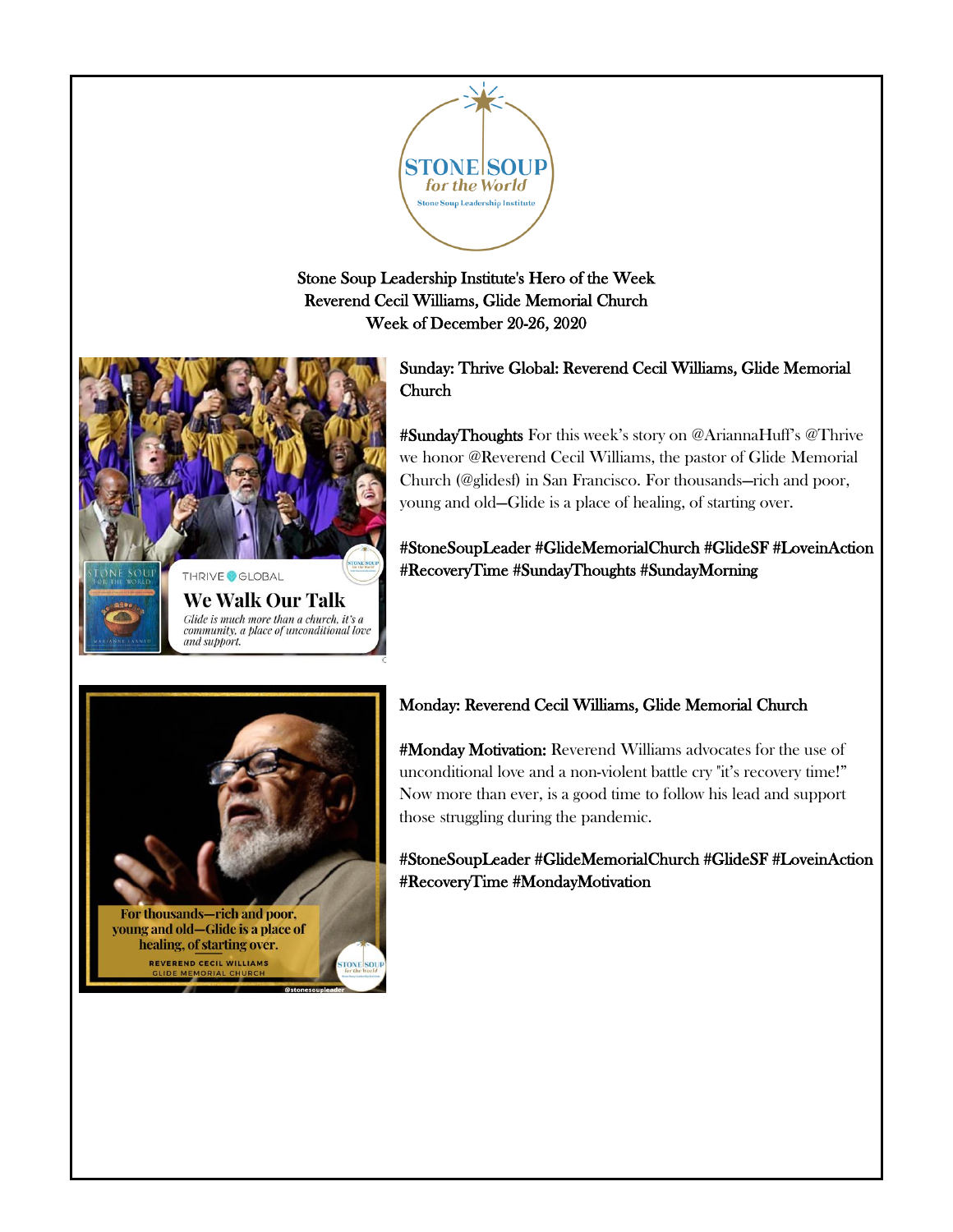Stone Soup Leadership Institute's Hero of the Week
Reverend Cecil Williams, Glide Memorial Church
Week of December 20-26, 2020

**Sunday: Thrive Global: Reverend Cecil Williams, Glide Memorial Church**

**#SundayThoughts** For this week's story on @AriannaHuff's @Thrive we honor @Reverend Cecil Williams, the pastor of Glide Memorial Church (@glidesf) in San Francisco. For thousands—rich and poor, young and old—Glide is a place of healing, of starting over.

**#StoneSoupLeader #GlideMemorialChurch #GlideSF #LoveinAction #RecoveryTime #SundayThoughts #SundayMorning**

**Monday: Reverend Cecil Williams, Glide Memorial Church**

**#Monday Motivation:** Reverend Williams advocates for the use of unconditional love and a non-violent battle cry "it's recovery time!" Now more than ever, is a good time to follow his lead and support those struggling during the pandemic.

**#StoneSoupLeader #GlideMemorialChurch #GlideSF #LoveinAction #RecoveryTime #MondayMotivation**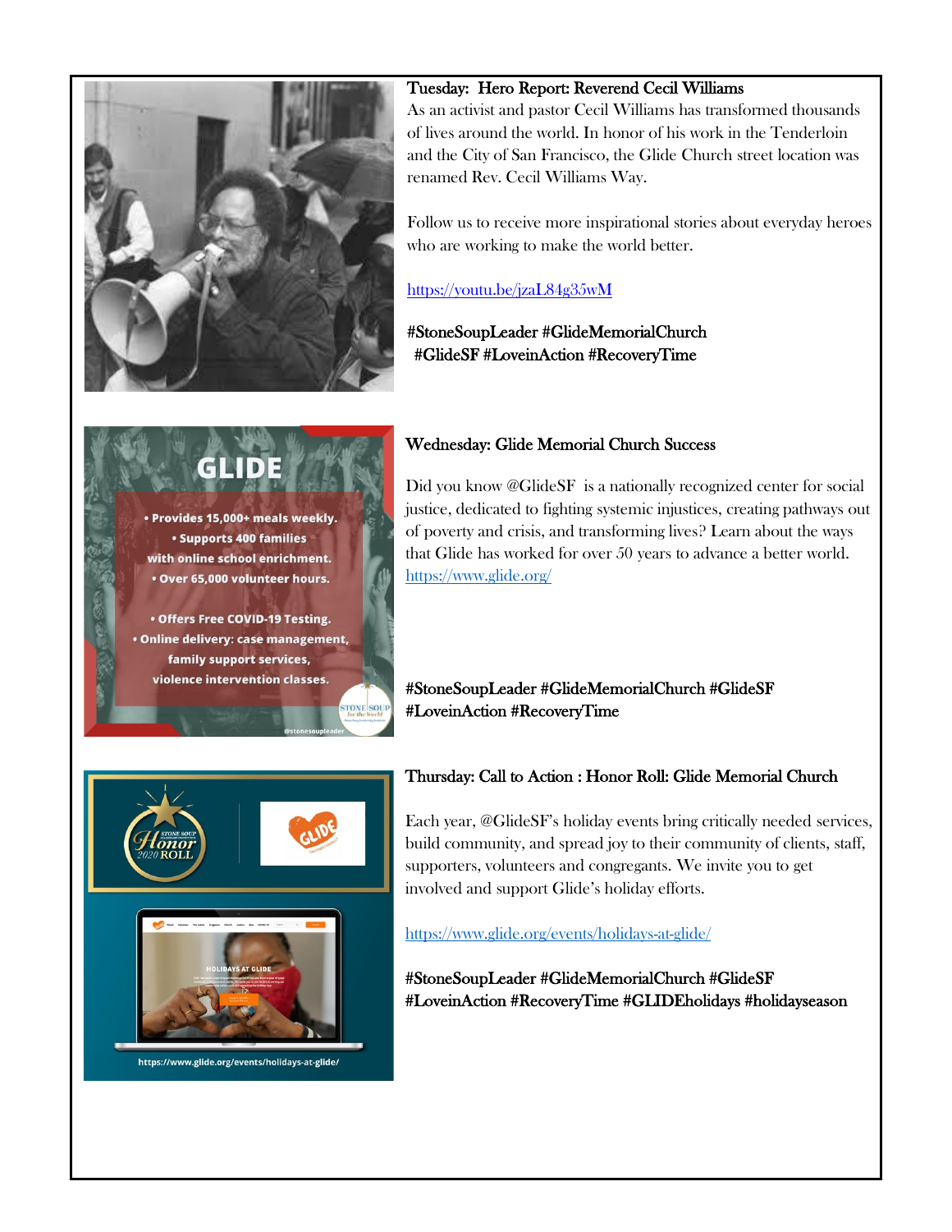**Tuesday: Hero Report: Reverend Cecil Williams**

As an activist and pastor Cecil Williams has transformed thousands of lives around the world. In honor of his work in the Tenderloin and the City of San Francisco, the Glide Church street location was renamed Rev. Cecil Williams Way.

Follow us to receive more inspirational stories about everyday heroes who are working to make the world better.

https://youtu.be/jzaL84g35wM

#StoneSoupLeader #GlideMemorialChurch #GlideSF #LoveinAction #RecoveryTime

**GLIDE**

- Provides 15,000+ meals weekly.
- Supports 400 families with online school enrichment.
- Over 65,000 volunteer hours.
- Offers Free COVID-19 Testing.
- Online delivery: case management, family support services, violence intervention classes.

@stonesoupleader

**Wednesday: Glide Memorial Church Success**

Did you know @GlideSF is a nationally recognized center for social justice, dedicated to fighting systemic injustices, creating pathways out of poverty and crisis, and transforming lives? Learn about the ways that Glide has worked for over 50 years to advance a better world. https://www.glide.org/

#StoneSoupLeader #GlideMemorialChurch #GlideSF #LoveinAction #RecoveryTime

Stone Soup Honor 2020 Roll

https://www.glide.org/events/holidays-at-glide/

**Thursday: Call to Action : Honor Roll: Glide Memorial Church**

Each year, @GlideSF's holiday events bring critically needed services, build community, and spread joy to their community of clients, staff, supporters, volunteers and congregants. We invite you to get involved and support Glide's holiday efforts.

https://www.glide.org/events/holidays-at-glide/

#StoneSoupLeader #GlideMemorialChurch #GlideSF #LoveinAction #RecoveryTime #GLIDEholidays #holidayseason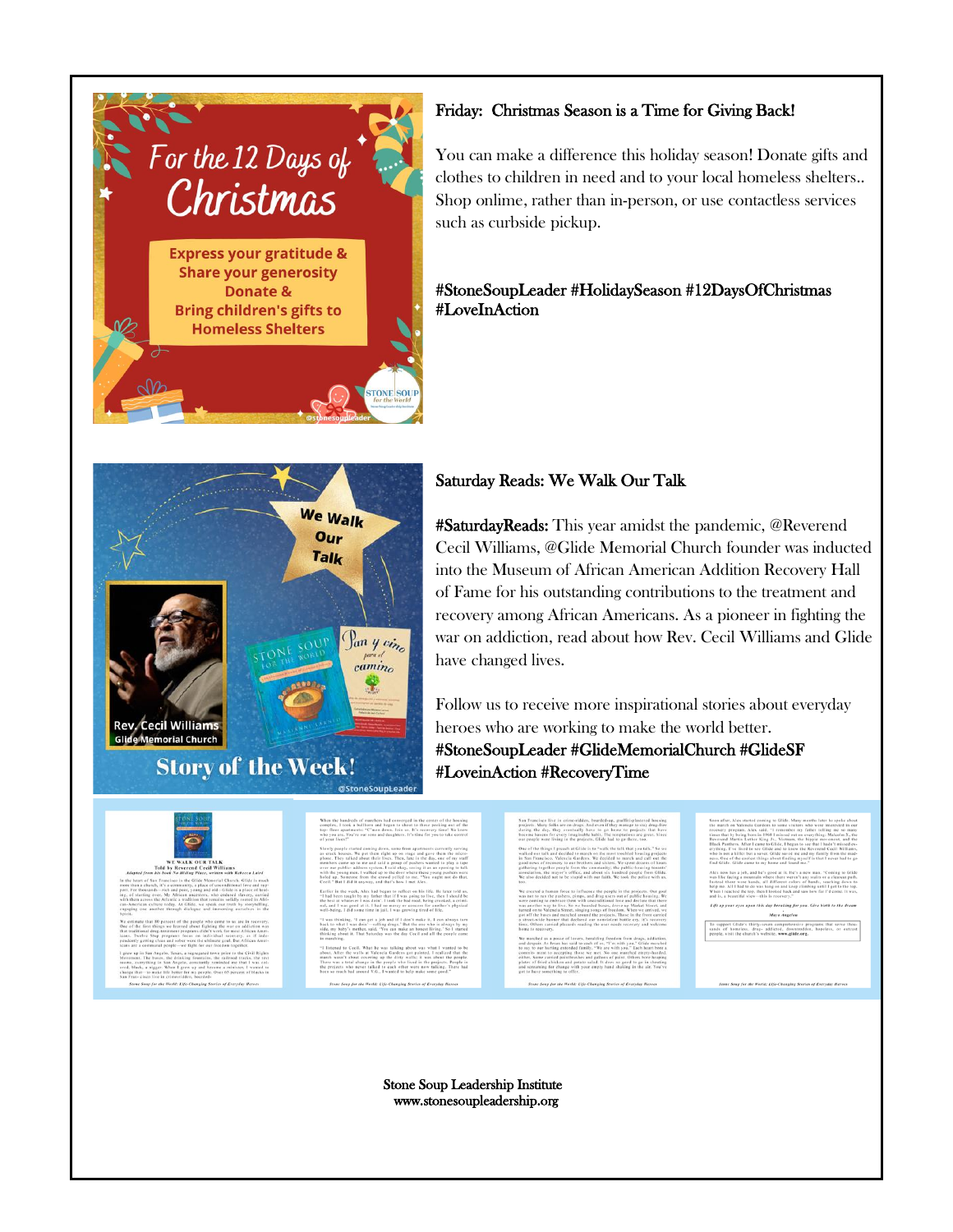## Friday: Christmas Season is a Time for Giving Back!

You can make a difference this holiday season! Donate gifts and clothes to children in need and to your local homeless shelters.. Shop online, rather than in-person, or use contactless services such as curbside pickup.

#StoneSoupLeader #HolidaySeason #12DaysOfChristmas #LoveInAction

## Saturday Reads: We Walk Our Talk

**#SaturdayReads:** This year amidst the pandemic, @Reverend Cecil Williams, @Glide Memorial Church founder was inducted into the Museum of African American Addition Recovery Hall of Fame for his outstanding contributions to the treatment and recovery among African Americans. As a pioneer in fighting the war on addiction, read about how Rev. Cecil Williams and Glide have changed lives.

Follow us to receive more inspirational stories about everyday heroes who are working to make the world better. #StoneSoupLeader #GlideMemorialChurch #GlideSF #LoveinAction #RecoveryTime

Stone Soup Leadership Institute
www.stonesoupleadership.org